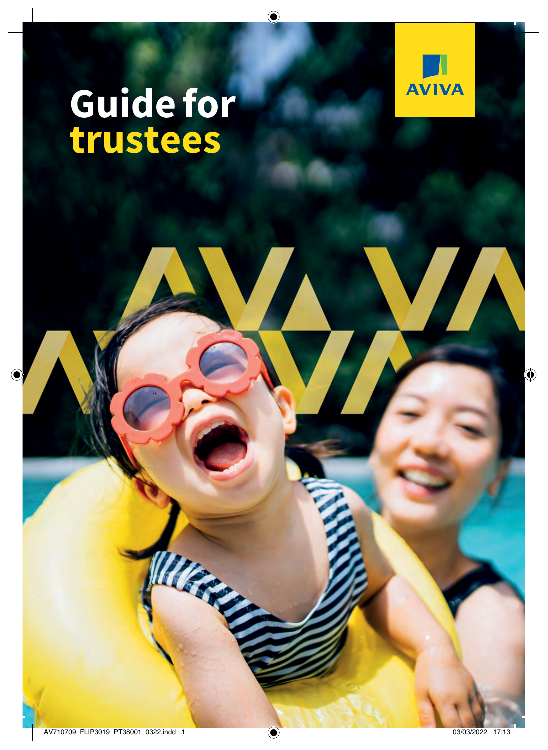# Guide for trustees

AVIVA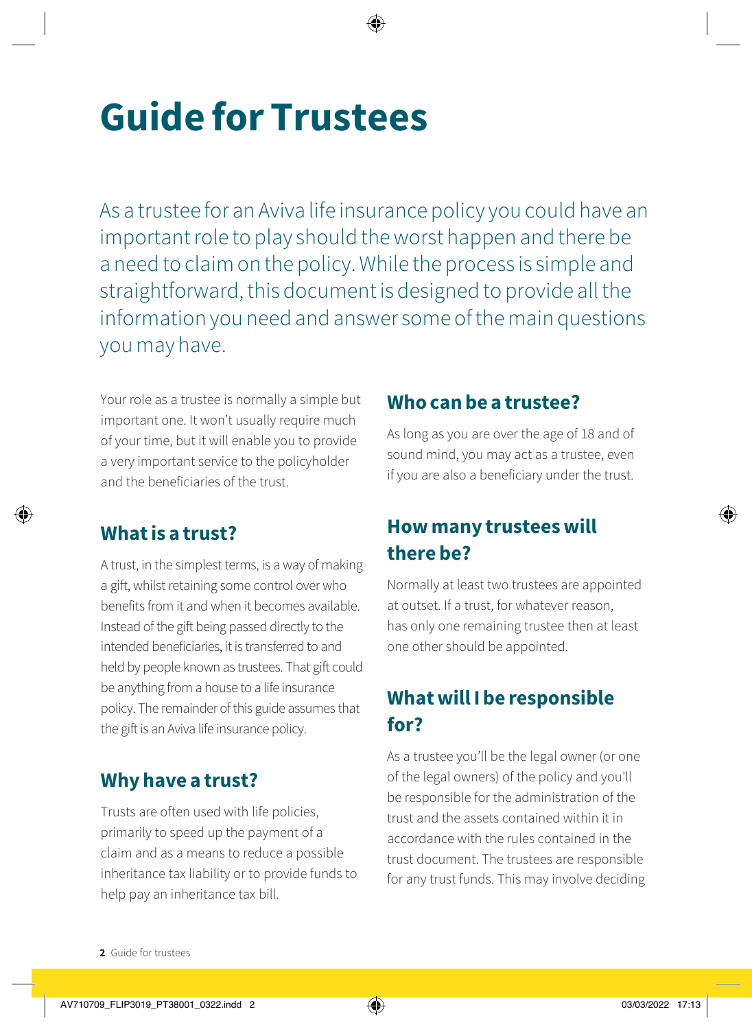# Guide for Trustees

As a trustee for an Aviva life insurance policy you could have an important role to play should the worst happen and there be a need to claim on the policy. While the process is simple and straightforward, this document is designed to provide all the information you need and answer some of the main questions you may have.

Your role as a trustee is normally a simple but important one. It won't usually require much of your time, but it will enable you to provide a very important service to the policyholder and the beneficiaries of the trust.

## What is a trust?

A trust, in the simplest terms, is a way of making a gift, whilst retaining some control over who benefits from it and when it becomes available. Instead of the gift being passed directly to the intended beneficiaries, it is transferred to and held by people known as trustees. That gift could be anything from a house to a life insurance policy. The remainder of this guide assumes that the gift is an Aviva life insurance policy.

## Why have a trust?

Trusts are often used with life policies, primarily to speed up the payment of a claim and as a means to reduce a possible inheritance tax liability or to provide funds to help pay an inheritance tax bill.

## Who can be a trustee?

As long as you are over the age of 18 and of sound mind, you may act as a trustee, even if you are also a beneficiary under the trust.

## How many trustees will there be?

Normally at least two trustees are appointed at outset. If a trust, for whatever reason, has only one remaining trustee then at least one other should be appointed.

## What will I be responsible for?

As a trustee you'll be the legal owner (or one of the legal owners) of the policy and you'll be responsible for the administration of the trust and the assets contained within it in accordance with the rules contained in the trust document. The trustees are responsible for any trust funds. This may involve deciding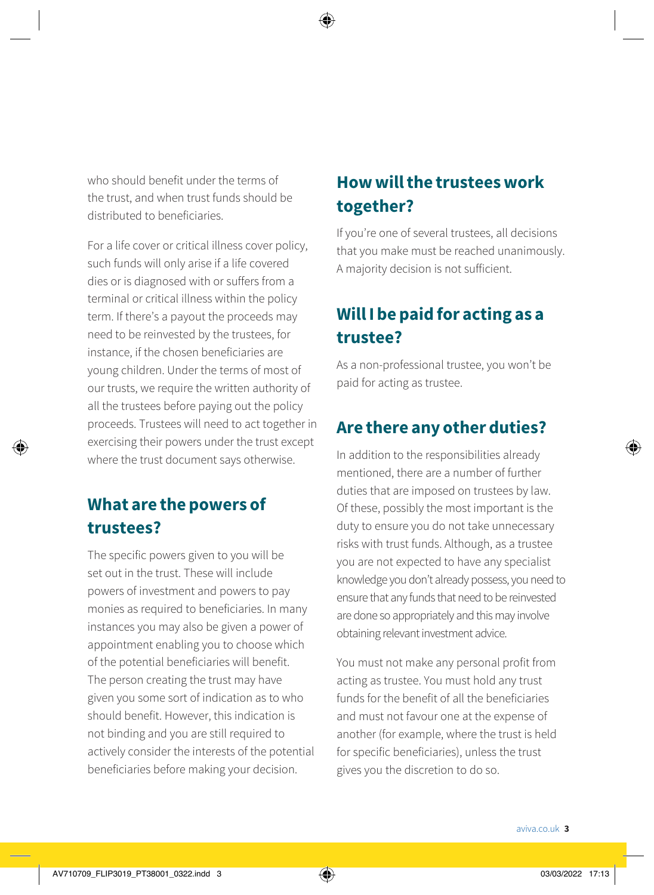who should benefit under the terms of the trust, and when trust funds should be distributed to beneficiaries.

For a life cover or critical illness cover policy, such funds will only arise if a life covered dies or is diagnosed with or suffers from a terminal or critical illness within the policy term. If there's a payout the proceeds may need to be reinvested by the trustees, for instance, if the chosen beneficiaries are young children. Under the terms of most of our trusts, we require the written authority of all the trustees before paying out the policy proceeds. Trustees will need to act together in exercising their powers under the trust except where the trust document says otherwise.

## What are the powers of trustees?

The specific powers given to you will be set out in the trust. These will include powers of investment and powers to pay monies as required to beneficiaries. In many instances you may also be given a power of appointment enabling you to choose which of the potential beneficiaries will benefit. The person creating the trust may have given you some sort of indication as to who should benefit. However, this indication is not binding and you are still required to actively consider the interests of the potential beneficiaries before making your decision.

## How will the trustees work together?

If you're one of several trustees, all decisions that you make must be reached unanimously. A majority decision is not sufficient.

## Will I be paid for acting as a trustee?

As a non-professional trustee, you won't be paid for acting as trustee.

## Are there any other duties?

In addition to the responsibilities already mentioned, there are a number of further duties that are imposed on trustees by law. Of these, possibly the most important is the duty to ensure you do not take unnecessary risks with trust funds. Although, as a trustee you are not expected to have any specialist knowledge you don't already possess, you need to ensure that any funds that need to be reinvested are done so appropriately and this may involve obtaining relevant investment advice.

You must not make any personal profit from acting as trustee. You must hold any trust funds for the benefit of all the beneficiaries and must not favour one at the expense of another (for example, where the trust is held for specific beneficiaries), unless the trust gives you the discretion to do so.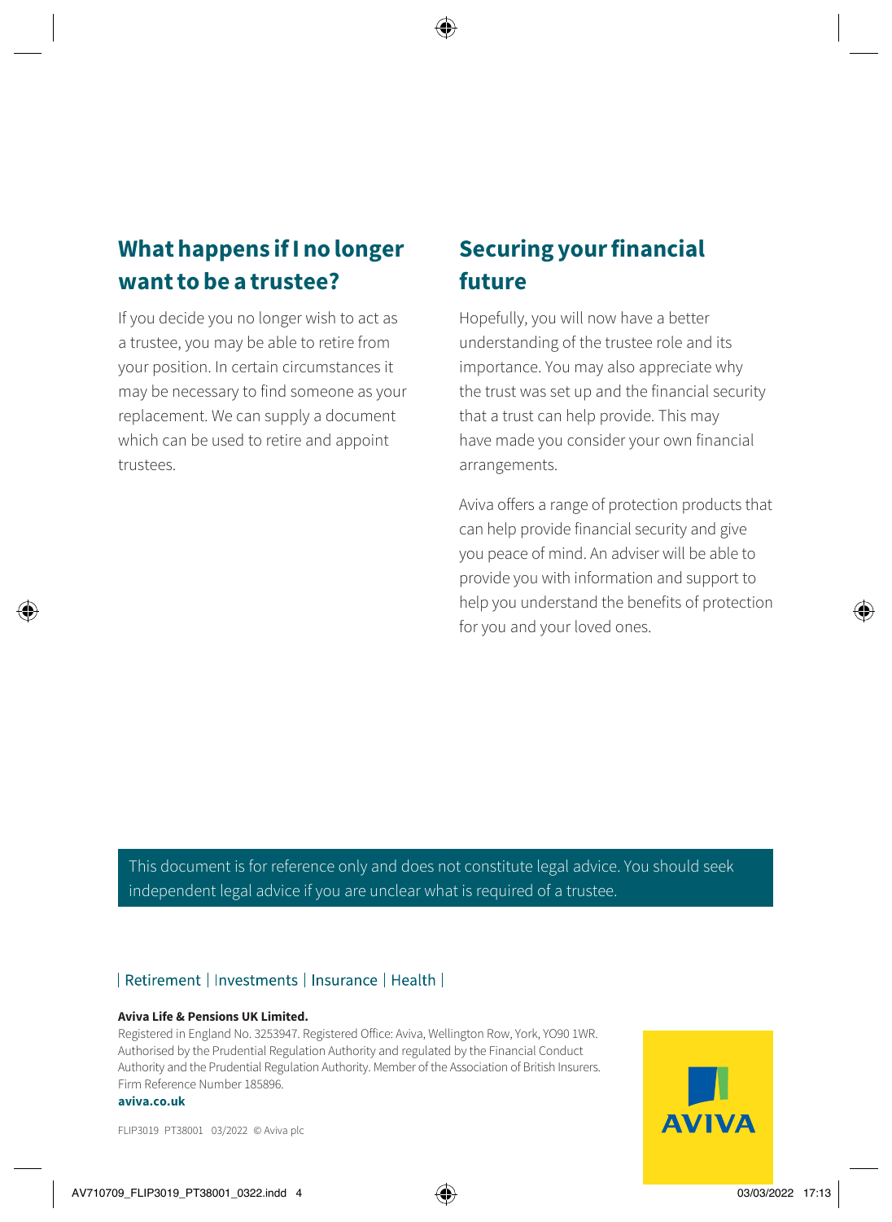## What happens if I no longer want to be a trustee?

If you decide you no longer wish to act as a trustee, you may be able to retire from your position. In certain circumstances it may be necessary to find someone as your replacement. We can supply a document which can be used to retire and appoint trustees.

## Securing your financial future

Hopefully, you will now have a better understanding of the trustee role and its importance. You may also appreciate why the trust was set up and the financial security that a trust can help provide. This may have made you consider your own financial arrangements.

Aviva offers a range of protection products that can help provide financial security and give you peace of mind. An adviser will be able to provide you with information and support to help you understand the benefits of protection for you and your loved ones.

This document is for reference only and does not constitute legal advice. You should seek independent legal advice if you are unclear what is required of a trustee.

| Retirement | Investments | Insurance | Health |

**Aviva Life & Pensions UK Limited.**

Registered in England No. 3253947. Registered Office: Aviva, Wellington Row, York, YO90 1WR. Authorised by the Prudential Regulation Authority and regulated by the Financial Conduct Authority and the Prudential Regulation Authority. Member of the Association of British Insurers. Firm Reference Number 185896.

**aviva.co.uk**

FLIP3019 PT38001 03/2022 © Aviva plc

AVIVA